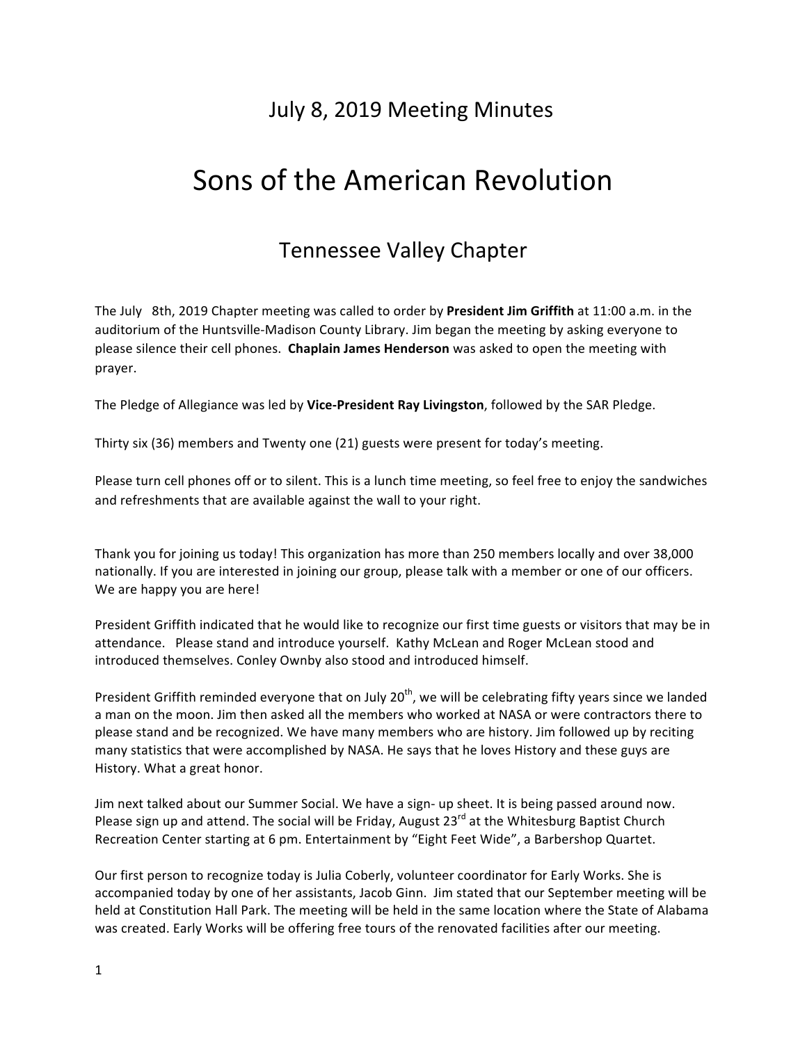July 8, 2019 Meeting Minutes

# Sons of the American Revolution

## Tennessee Valley Chapter

The July 8th, 2019 Chapter meeting was called to order by **President Jim Griffith** at 11:00 a.m. in the auditorium of the Huntsville-Madison County Library. Jim began the meeting by asking everyone to please silence their cell phones. **Chaplain James Henderson** was asked to open the meeting with prayer.

The Pledge of Allegiance was led by **Vice-President Ray Livingston**, followed by the SAR Pledge.

Thirty six (36) members and Twenty one (21) guests were present for today's meeting.

Please turn cell phones off or to silent. This is a lunch time meeting, so feel free to enjoy the sandwiches and refreshments that are available against the wall to your right.

Thank you for joining us today! This organization has more than 250 members locally and over 38,000 nationally. If you are interested in joining our group, please talk with a member or one of our officers. We are happy you are here!

President Griffith indicated that he would like to recognize our first time guests or visitors that may be in attendance. Please stand and introduce yourself. Kathy McLean and Roger McLean stood and introduced themselves. Conley Ownby also stood and introduced himself.

President Griffith reminded everyone that on July 20th, we will be celebrating fifty years since we landed a man on the moon. Jim then asked all the members who worked at NASA or were contractors there to please stand and be recognized. We have many members who are history. Jim followed up by reciting many statistics that were accomplished by NASA. He says that he loves History and these guys are History. What a great honor.

Jim next talked about our Summer Social. We have a sign- up sheet. It is being passed around now. Please sign up and attend. The social will be Friday, August 23rd at the Whitesburg Baptist Church Recreation Center starting at 6 pm. Entertainment by "Eight Feet Wide", a Barbershop Quartet.

Our first person to recognize today is Julia Coberly, volunteer coordinator for Early Works. She is accompanied today by one of her assistants, Jacob Ginn. Jim stated that our September meeting will be held at Constitution Hall Park. The meeting will be held in the same location where the State of Alabama was created. Early Works will be offering free tours of the renovated facilities after our meeting.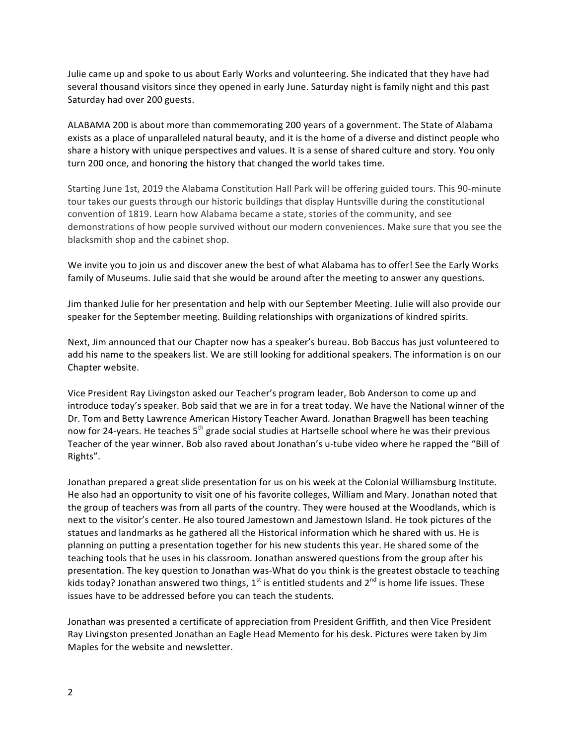Julie came up and spoke to us about Early Works and volunteering. She indicated that they have had several thousand visitors since they opened in early June. Saturday night is family night and this past Saturday had over 200 guests.

ALABAMA 200 is about more than commemorating 200 years of a government. The State of Alabama exists as a place of unparalleled natural beauty, and it is the home of a diverse and distinct people who share a history with unique perspectives and values. It is a sense of shared culture and story. You only turn 200 once, and honoring the history that changed the world takes time.

Starting June 1st, 2019 the Alabama Constitution Hall Park will be offering guided tours. This 90-minute tour takes our guests through our historic buildings that display Huntsville during the constitutional convention of 1819. Learn how Alabama became a state, stories of the community, and see demonstrations of how people survived without our modern conveniences. Make sure that you see the blacksmith shop and the cabinet shop.

We invite you to join us and discover anew the best of what Alabama has to offer! See the Early Works family of Museums. Julie said that she would be around after the meeting to answer any questions.

Jim thanked Julie for her presentation and help with our September Meeting. Julie will also provide our speaker for the September meeting. Building relationships with organizations of kindred spirits.

Next, Jim announced that our Chapter now has a speaker's bureau. Bob Baccus has just volunteered to add his name to the speakers list. We are still looking for additional speakers. The information is on our Chapter website.

Vice President Ray Livingston asked our Teacher's program leader, Bob Anderson to come up and introduce today's speaker. Bob said that we are in for a treat today. We have the National winner of the Dr. Tom and Betty Lawrence American History Teacher Award. Jonathan Bragwell has been teaching now for 24-years. He teaches 5th grade social studies at Hartselle school where he was their previous Teacher of the year winner. Bob also raved about Jonathan's u-tube video where he rapped the "Bill of Rights".

Jonathan prepared a great slide presentation for us on his week at the Colonial Williamsburg Institute. He also had an opportunity to visit one of his favorite colleges, William and Mary. Jonathan noted that the group of teachers was from all parts of the country. They were housed at the Woodlands, which is next to the visitor's center. He also toured Jamestown and Jamestown Island. He took pictures of the statues and landmarks as he gathered all the Historical information which he shared with us. He is planning on putting a presentation together for his new students this year. He shared some of the teaching tools that he uses in his classroom. Jonathan answered questions from the group after his presentation. The key question to Jonathan was-What do you think is the greatest obstacle to teaching kids today? Jonathan answered two things, 1st is entitled students and 2nd is home life issues. These issues have to be addressed before you can teach the students.

Jonathan was presented a certificate of appreciation from President Griffith, and then Vice President Ray Livingston presented Jonathan an Eagle Head Memento for his desk. Pictures were taken by Jim Maples for the website and newsletter.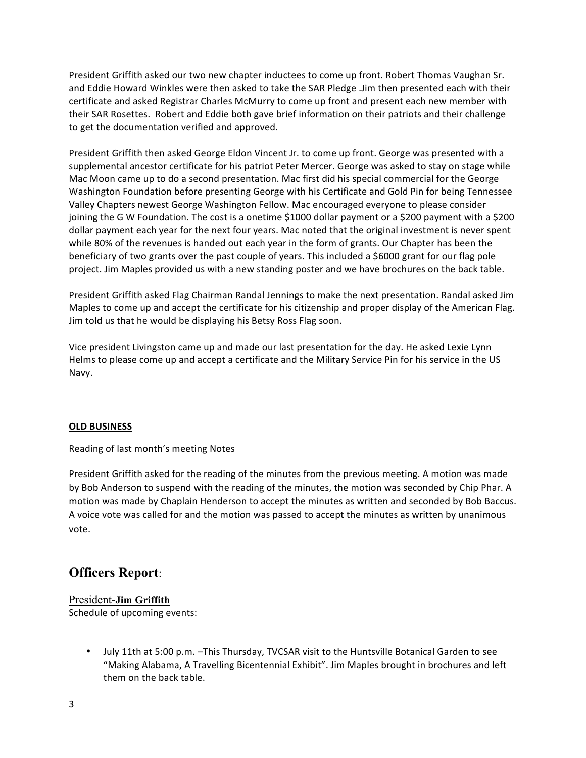President Griffith asked our two new chapter inductees to come up front. Robert Thomas Vaughan Sr. and Eddie Howard Winkles were then asked to take the SAR Pledge .Jim then presented each with their certificate and asked Registrar Charles McMurry to come up front and present each new member with their SAR Rosettes. Robert and Eddie both gave brief information on their patriots and their challenge to get the documentation verified and approved.

President Griffith then asked George Eldon Vincent Jr. to come up front. George was presented with a supplemental ancestor certificate for his patriot Peter Mercer. George was asked to stay on stage while Mac Moon came up to do a second presentation. Mac first did his special commercial for the George Washington Foundation before presenting George with his Certificate and Gold Pin for being Tennessee Valley Chapters newest George Washington Fellow. Mac encouraged everyone to please consider joining the G W Foundation. The cost is a onetime $1000 dollar payment or a $200 payment with a $200 dollar payment each year for the next four years. Mac noted that the original investment is never spent while 80% of the revenues is handed out each year in the form of grants. Our Chapter has been the beneficiary of two grants over the past couple of years. This included a $6000 grant for our flag pole project. Jim Maples provided us with a new standing poster and we have brochures on the back table.

President Griffith asked Flag Chairman Randal Jennings to make the next presentation. Randal asked Jim Maples to come up and accept the certificate for his citizenship and proper display of the American Flag. Jim told us that he would be displaying his Betsy Ross Flag soon.

Vice president Livingston came up and made our last presentation for the day. He asked Lexie Lynn Helms to please come up and accept a certificate and the Military Service Pin for his service in the US Navy.

**OLD BUSINESS**

Reading of last month's meeting Notes

President Griffith asked for the reading of the minutes from the previous meeting. A motion was made by Bob Anderson to suspend with the reading of the minutes, the motion was seconded by Chip Phar. A motion was made by Chaplain Henderson to accept the minutes as written and seconded by Bob Baccus. A voice vote was called for and the motion was passed to accept the minutes as written by unanimous vote.

## Officers Report:

### President-**Jim Griffith**

Schedule of upcoming events:

- July 11th at 5:00 p.m. –This Thursday, TVCSAR visit to the Huntsville Botanical Garden to see "Making Alabama, A Travelling Bicentennial Exhibit". Jim Maples brought in brochures and left them on the back table.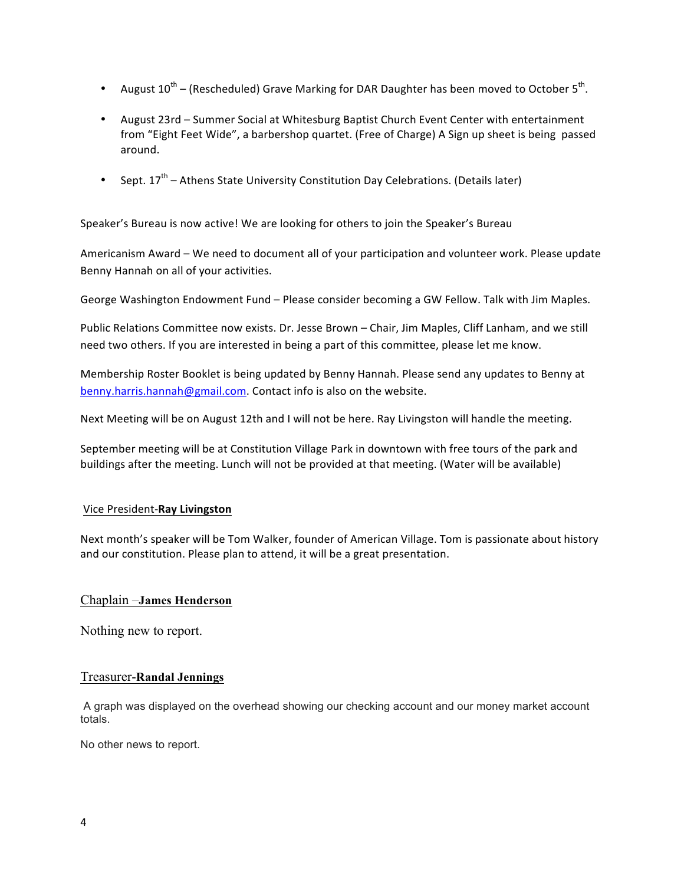- August 10th – (Rescheduled) Grave Marking for DAR Daughter has been moved to October 5th.
- August 23rd – Summer Social at Whitesburg Baptist Church Event Center with entertainment from "Eight Feet Wide", a barbershop quartet. (Free of Charge) A Sign up sheet is being passed around.
- Sept. 17th – Athens State University Constitution Day Celebrations. (Details later)

Speaker's Bureau is now active! We are looking for others to join the Speaker's Bureau

Americanism Award – We need to document all of your participation and volunteer work. Please update Benny Hannah on all of your activities.

George Washington Endowment Fund – Please consider becoming a GW Fellow. Talk with Jim Maples.

Public Relations Committee now exists. Dr. Jesse Brown – Chair, Jim Maples, Cliff Lanham, and we still need two others. If you are interested in being a part of this committee, please let me know.

Membership Roster Booklet is being updated by Benny Hannah. Please send any updates to Benny at benny.harris.hannah@gmail.com. Contact info is also on the website.

Next Meeting will be on August 12th and I will not be here. Ray Livingston will handle the meeting.

September meeting will be at Constitution Village Park in downtown with free tours of the park and buildings after the meeting. Lunch will not be provided at that meeting. (Water will be available)

## Vice President-**Ray Livingston**

Next month's speaker will be Tom Walker, founder of American Village. Tom is passionate about history and our constitution. Please plan to attend, it will be a great presentation.

## Chaplain –**James Henderson**

Nothing new to report.

## Treasurer-**Randal Jennings**

A graph was displayed on the overhead showing our checking account and our money market account totals.

No other news to report.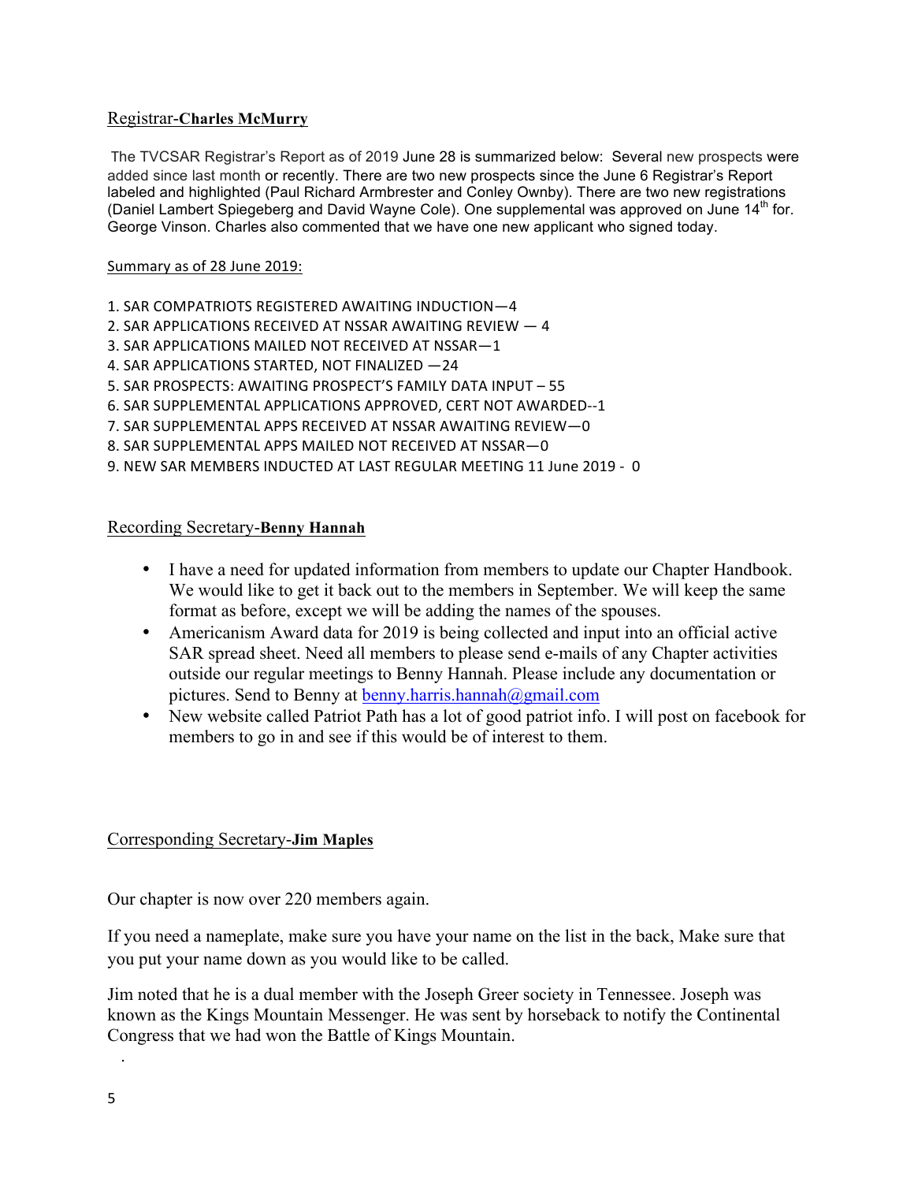Registrar-**Charles McMurry**

The TVCSAR Registrar's Report as of 2019 June 28 is summarized below: Several new prospects were added since last month or recently. There are two new prospects since the June 6 Registrar's Report labeled and highlighted (Paul Richard Armbrester and Conley Ownby). There are two new registrations (Daniel Lambert Spiegeberg and David Wayne Cole). One supplemental was approved on June 14th for. George Vinson. Charles also commented that we have one new applicant who signed today.

Summary as of 28 June 2019:

1. SAR COMPATRIOTS REGISTERED AWAITING INDUCTION—4
2. SAR APPLICATIONS RECEIVED AT NSSAR AWAITING REVIEW — 4
3. SAR APPLICATIONS MAILED NOT RECEIVED AT NSSAR—1
4. SAR APPLICATIONS STARTED, NOT FINALIZED —24
5. SAR PROSPECTS: AWAITING PROSPECT'S FAMILY DATA INPUT – 55
6. SAR SUPPLEMENTAL APPLICATIONS APPROVED, CERT NOT AWARDED--1
7. SAR SUPPLEMENTAL APPS RECEIVED AT NSSAR AWAITING REVIEW—0
8. SAR SUPPLEMENTAL APPS MAILED NOT RECEIVED AT NSSAR—0
9. NEW SAR MEMBERS INDUCTED AT LAST REGULAR MEETING 11 June 2019 - 0

Recording Secretary-**Benny Hannah**

- I have a need for updated information from members to update our Chapter Handbook. We would like to get it back out to the members in September. We will keep the same format as before, except we will be adding the names of the spouses.
- Americanism Award data for 2019 is being collected and input into an official active SAR spread sheet. Need all members to please send e-mails of any Chapter activities outside our regular meetings to Benny Hannah. Please include any documentation or pictures. Send to Benny at benny.harris.hannah@gmail.com
- New website called Patriot Path has a lot of good patriot info. I will post on facebook for members to go in and see if this would be of interest to them.

Corresponding Secretary-**Jim Maples**

Our chapter is now over 220 members again.

If you need a nameplate, make sure you have your name on the list in the back, Make sure that you put your name down as you would like to be called.

Jim noted that he is a dual member with the Joseph Greer society in Tennessee. Joseph was known as the Kings Mountain Messenger. He was sent by horseback to notify the Continental Congress that we had won the Battle of Kings Mountain.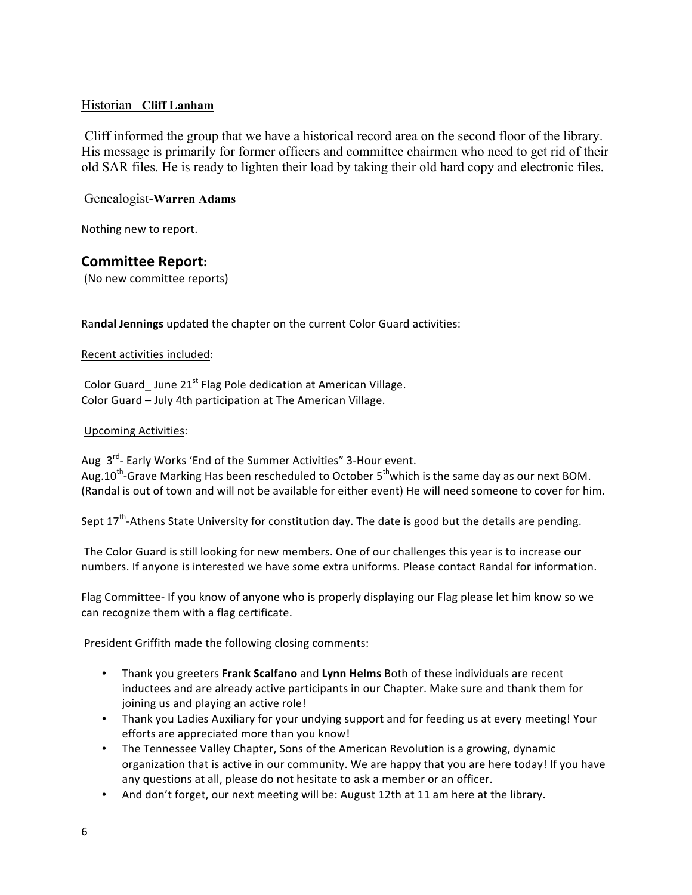Historian –**Cliff Lanham**

Cliff informed the group that we have a historical record area on the second floor of the library. His message is primarily for former officers and committee chairmen who need to get rid of their old SAR files. He is ready to lighten their load by taking their old hard copy and electronic files.

Genealogist-**Warren Adams**

Nothing new to report.

## Committee Report:

(No new committee reports)

Ra**ndal Jennings** updated the chapter on the current Color Guard activities:

Recent activities included:

Color Guard_ June 21st Flag Pole dedication at American Village.
Color Guard – July 4th participation at The American Village.

Upcoming Activities:

Aug 3rd- Early Works 'End of the Summer Activities" 3-Hour event.
Aug.10th-Grave Marking Has been rescheduled to October 5th which is the same day as our next BOM. (Randal is out of town and will not be available for either event) He will need someone to cover for him.

Sept 17th-Athens State University for constitution day. The date is good but the details are pending.

The Color Guard is still looking for new members. One of our challenges this year is to increase our numbers. If anyone is interested we have some extra uniforms. Please contact Randal for information.

Flag Committee- If you know of anyone who is properly displaying our Flag please let him know so we can recognize them with a flag certificate.

President Griffith made the following closing comments:

- Thank you greeters **Frank Scalfano** and **Lynn Helms** Both of these individuals are recent inductees and are already active participants in our Chapter. Make sure and thank them for joining us and playing an active role!
- Thank you Ladies Auxiliary for your undying support and for feeding us at every meeting! Your efforts are appreciated more than you know!
- The Tennessee Valley Chapter, Sons of the American Revolution is a growing, dynamic organization that is active in our community. We are happy that you are here today! If you have any questions at all, please do not hesitate to ask a member or an officer.
- And don't forget, our next meeting will be: August 12th at 11 am here at the library.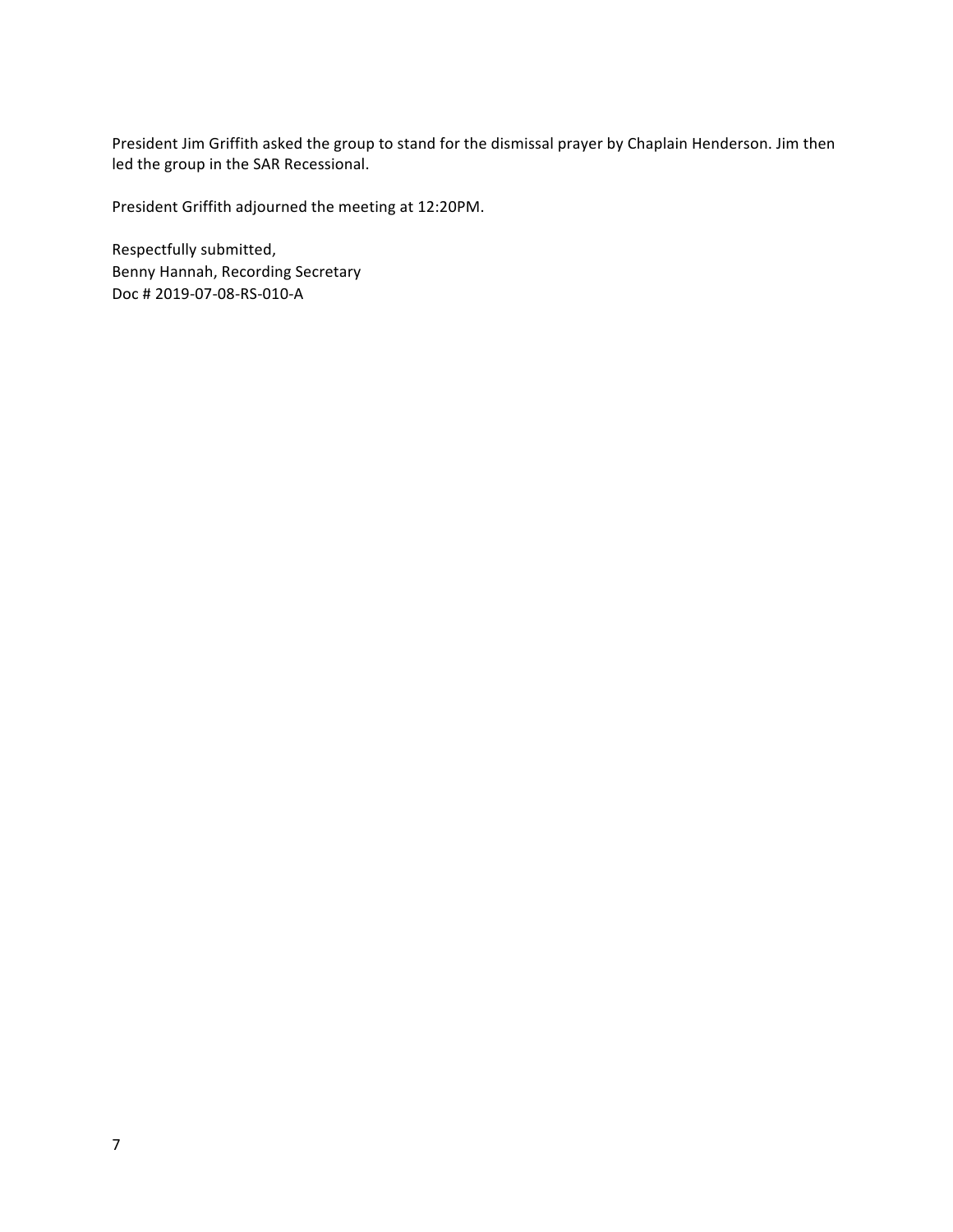President Jim Griffith asked the group to stand for the dismissal prayer by Chaplain Henderson. Jim then led the group in the SAR Recessional.

President Griffith adjourned the meeting at 12:20PM.

Respectfully submitted,
Benny Hannah, Recording Secretary
Doc # 2019-07-08-RS-010-A